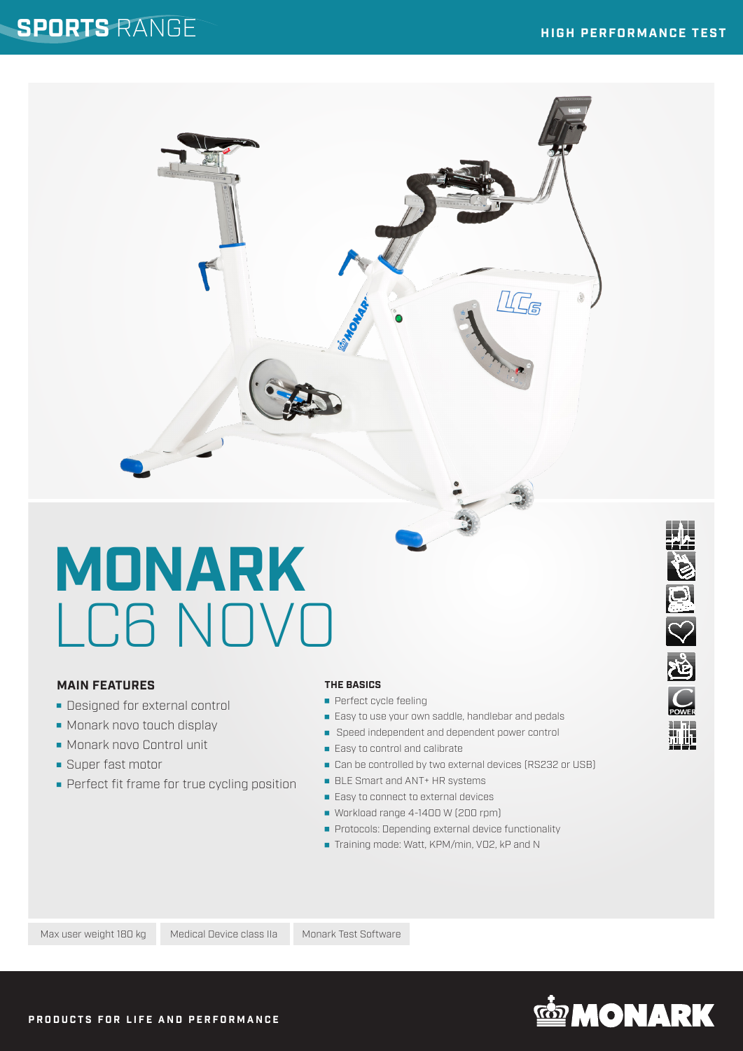**SPORTS** RANGE

**HIGH PERFORMANCE TEST**

# MONARK LC6 NOVO

### MAIN FEATURES

- Designed for external control
- Monark novo touch display
- Monark novo Control unit
- Super fast motor
- Perfect fit frame for true cycling position

### THE BASICS

- Perfect cycle feeling
- Easy to use your own saddle, handlebar and pedals
- Speed independent and dependent power control
- Easy to control and calibrate
- Can be controlled by two external devices (RS232 or USB)
- BLE Smart and ANT+ HR systems
- Easy to connect to external devices
- Workload range 4-1400 W (200 rpm)
- Protocols: Depending external device functionality
- Training mode: Watt, KPM/min, VO2, kP and N

Max user weight 180 kg | Medical Device class IIa | Monark Test Software

**PRODUCTS FOR LIFE AND PERFORMANCE**

**MONARK**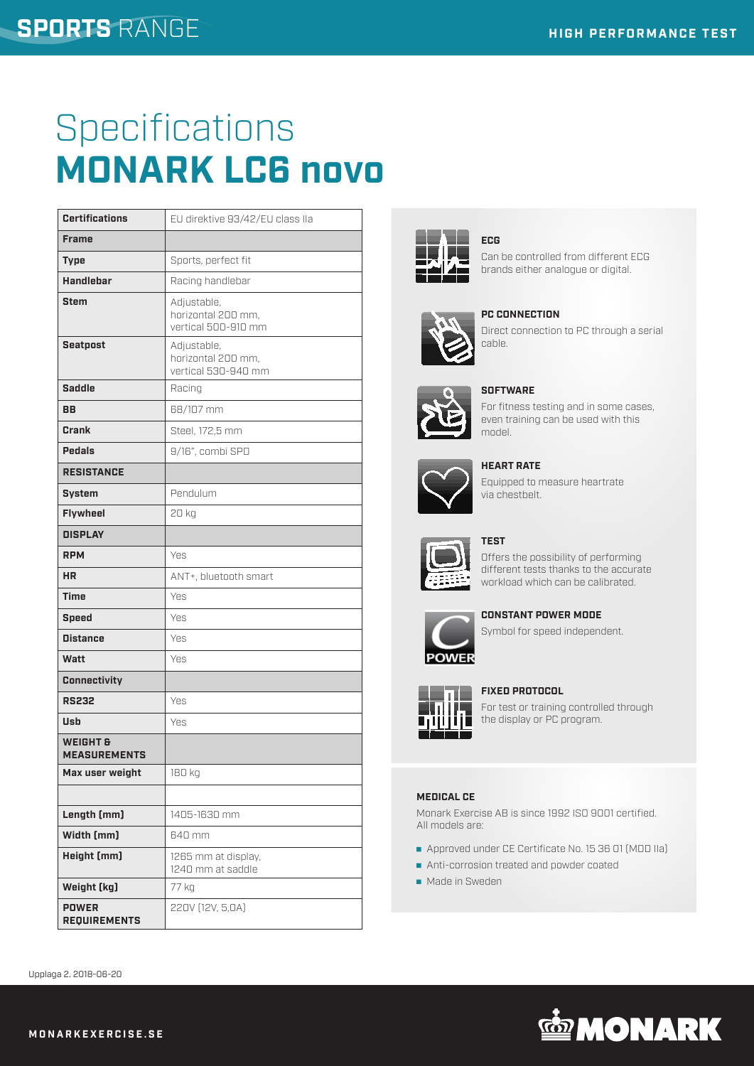# Specifications
# MONARK LC6 novo

| | |
|---|---|
| **Certifications** | EU direktive 93/42/EU class IIa |
| **Frame** | |
| **Type** | Sports, perfect fit |
| **Handlebar** | Racing handlebar |
| **Stem** | Adjustable, horizontal 200 mm, vertical 500-910 mm |
| **Seatpost** | Adjustable, horizontal 200 mm, vertical 530-940 mm |
| **Saddle** | Racing |
| **BB** | 68/107 mm |
| **Crank** | Steel, 172,5 mm |
| **Pedals** | 9/16", combi SPD |
| **RESISTANCE** | |
| **System** | Pendulum |
| **Flywheel** | 20 kg |
| **DISPLAY** | |
| **RPM** | Yes |
| **HR** | ANT+, bluetooth smart |
| **Time** | Yes |
| **Speed** | Yes |
| **Distance** | Yes |
| **Watt** | Yes |
| **Connectivity** | |
| **RS232** | Yes |
| **Usb** | Yes |
| **WEIGHT & MEASUREMENTS** | |
| **Max user weight** | 180 kg |
| | |
| **Length (mm)** | 1405-1630 mm |
| **Width (mm)** | 640 mm |
| **Height (mm)** | 1265 mm at display, 1240 mm at saddle |
| **Weight (kg)** | 77 kg |
| **POWER REQUIREMENTS** | 220V (12V, 5,0A) |

**ECG**
Can be controlled from different ECG brands either analogue or digital.

**PC CONNECTION**
Direct connection to PC through a serial cable.

**SOFTWARE**
For fitness testing and in some cases, even training can be used with this model.

**HEART RATE**
Equipped to measure heartrate via chestbelt.

**TEST**
Offers the possibility of performing different tests thanks to the accurate workload which can be calibrated.

**CONSTANT POWER MODE**
Symbol for speed independent.

**FIXED PROTOCOL**
For test or training controlled through the display or PC program.

**MEDICAL CE**

Monark Exercise AB is since 1992 ISO 9001 certified. All models are:

- Approved under CE Certificate No. 15 36 01 (MDD IIa)
- Anti-corrosion treated and powder coated
- Made in Sweden

Upplaga 2. 2018-06-20